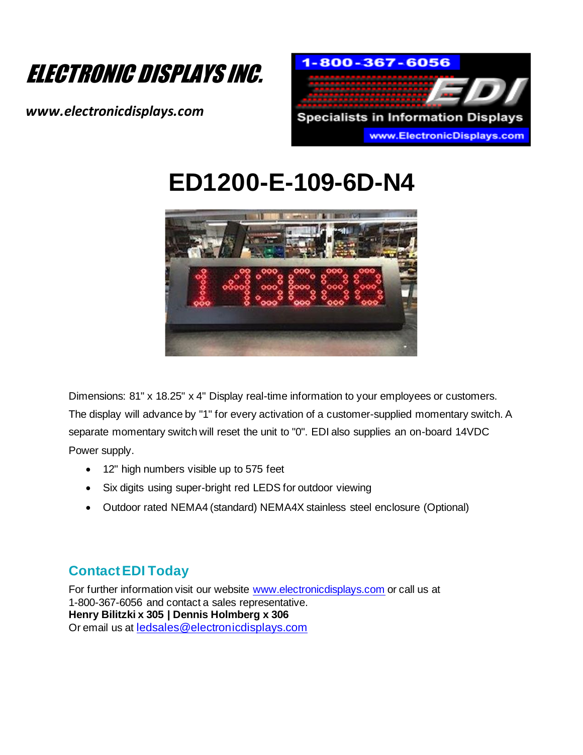# ELECTRONIC DISPLAYS INC.

***www.electronicdisplays.com***

1-800-367-6056

EDI

Specialists in Information Displays

www.ElectronicDisplays.com

# ED1200-E-109-6D-N4

Dimensions: 81" x 18.25" x 4" Display real-time information to your employees or customers. The display will advance by "1" for every activation of a customer-supplied momentary switch. A separate momentary switch will reset the unit to "0". EDI also supplies an on-board 14VDC Power supply.

- 12" high numbers visible up to 575 feet
- Six digits using super-bright red LEDS for outdoor viewing
- Outdoor rated NEMA4 (standard) NEMA4X stainless steel enclosure (Optional)

## Contact EDI Today

For further information visit our website www.electronicdisplays.com or call us at 1-800-367-6056 and contact a sales representative.
**Henry Bilitzki x 305 | Dennis Holmberg x 306**
Or email us at ledsales@electronicdisplays.com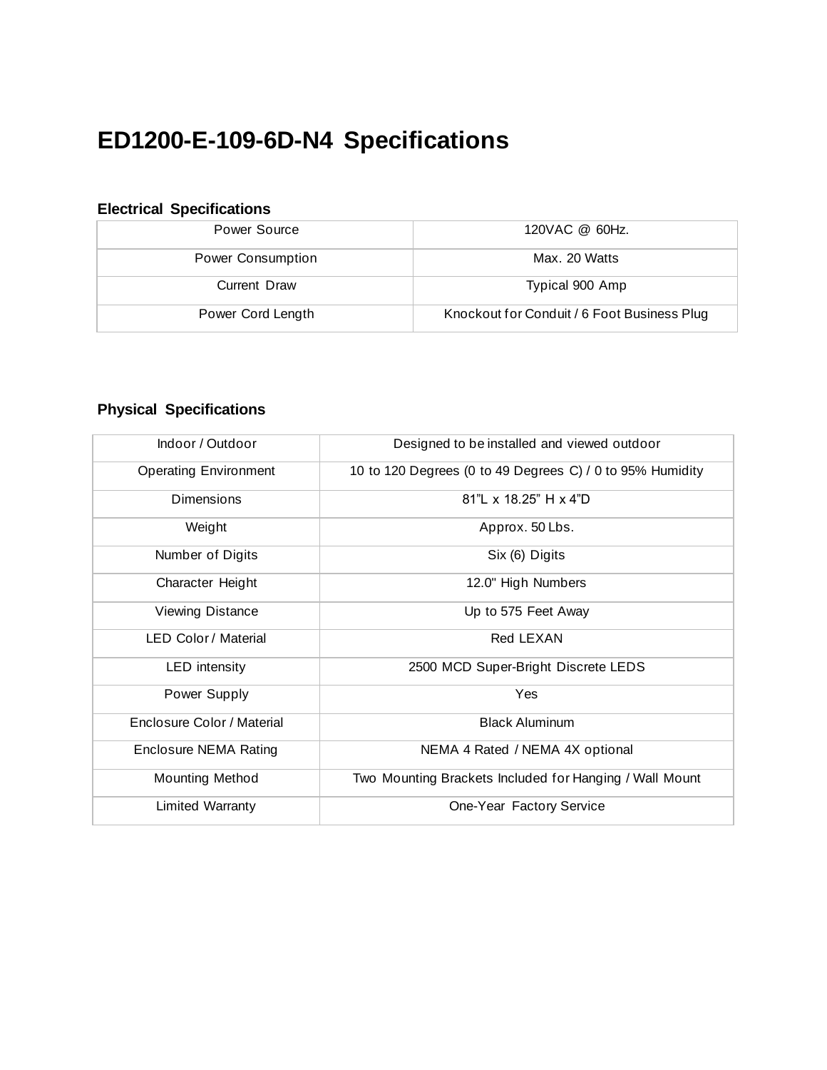# ED1200-E-109-6D-N4 Specifications

### Electrical Specifications

| | |
|---|---|
| Power Source | 120VAC @ 60Hz. |
| Power Consumption | Max. 20 Watts |
| Current Draw | Typical 900 Amp |
| Power Cord Length | Knockout for Conduit / 6 Foot Business Plug |

### Physical Specifications

| | |
|---|---|
| Indoor / Outdoor | Designed to be installed and viewed outdoor |
| Operating Environment | 10 to 120 Degrees (0 to 49 Degrees C) / 0 to 95% Humidity |
| Dimensions | 81"L x 18.25" H x 4"D |
| Weight | Approx. 50 Lbs. |
| Number of Digits | Six (6) Digits |
| Character Height | 12.0" High Numbers |
| Viewing Distance | Up to 575 Feet Away |
| LED Color / Material | Red LEXAN |
| LED intensity | 2500 MCD Super-Bright Discrete LEDS |
| Power Supply | Yes |
| Enclosure Color / Material | Black Aluminum |
| Enclosure NEMA Rating | NEMA 4 Rated / NEMA 4X optional |
| Mounting Method | Two Mounting Brackets Included for Hanging / Wall Mount |
| Limited Warranty | One-Year Factory Service |